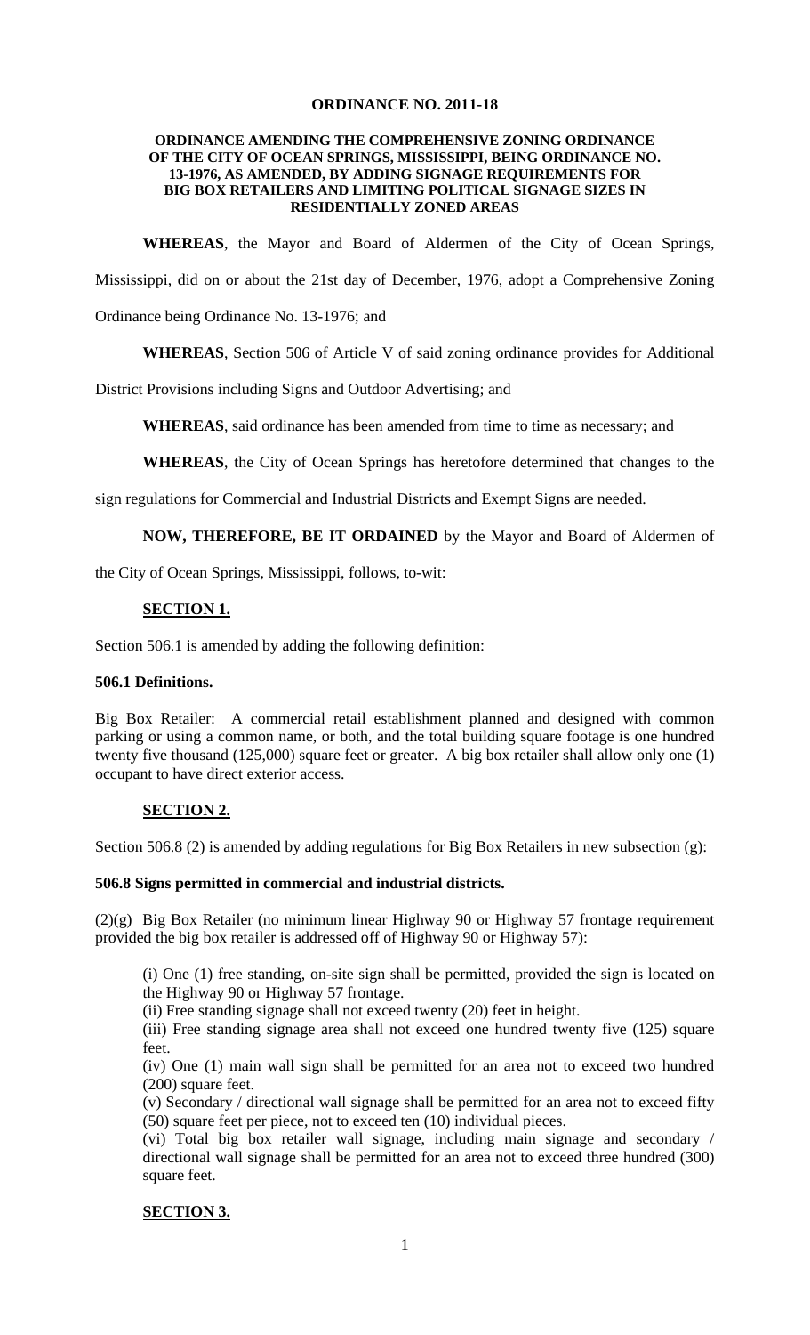**ORDINANCE NO. 2011-18**

**ORDINANCE AMENDING THE COMPREHENSIVE ZONING ORDINANCE OF THE CITY OF OCEAN SPRINGS, MISSISSIPPI, BEING ORDINANCE NO. 13-1976, AS AMENDED, BY ADDING SIGNAGE REQUIREMENTS FOR BIG BOX RETAILERS AND LIMITING POLITICAL SIGNAGE SIZES IN RESIDENTIALLY ZONED AREAS**

**WHEREAS**, the Mayor and Board of Aldermen of the City of Ocean Springs, Mississippi, did on or about the 21st day of December, 1976, adopt a Comprehensive Zoning Ordinance being Ordinance No. 13-1976; and

**WHEREAS**, Section 506 of Article V of said zoning ordinance provides for Additional District Provisions including Signs and Outdoor Advertising; and

**WHEREAS**, said ordinance has been amended from time to time as necessary; and

**WHEREAS**, the City of Ocean Springs has heretofore determined that changes to the sign regulations for Commercial and Industrial Districts and Exempt Signs are needed.

**NOW, THEREFORE, BE IT ORDAINED** by the Mayor and Board of Aldermen of the City of Ocean Springs, Mississippi, follows, to-wit:

**SECTION 1.**

Section 506.1 is amended by adding the following definition:

**506.1 Definitions.**

Big Box Retailer: A commercial retail establishment planned and designed with common parking or using a common name, or both, and the total building square footage is one hundred twenty five thousand (125,000) square feet or greater. A big box retailer shall allow only one (1) occupant to have direct exterior access.

**SECTION 2.**

Section 506.8 (2) is amended by adding regulations for Big Box Retailers in new subsection (g):

**506.8 Signs permitted in commercial and industrial districts.**

(2)(g) Big Box Retailer (no minimum linear Highway 90 or Highway 57 frontage requirement provided the big box retailer is addressed off of Highway 90 or Highway 57):

(i) One (1) free standing, on-site sign shall be permitted, provided the sign is located on the Highway 90 or Highway 57 frontage.
(ii) Free standing signage shall not exceed twenty (20) feet in height.
(iii) Free standing signage area shall not exceed one hundred twenty five (125) square feet.
(iv) One (1) main wall sign shall be permitted for an area not to exceed two hundred (200) square feet.
(v) Secondary / directional wall signage shall be permitted for an area not to exceed fifty (50) square feet per piece, not to exceed ten (10) individual pieces.
(vi) Total big box retailer wall signage, including main signage and secondary / directional wall signage shall be permitted for an area not to exceed three hundred (300) square feet.

**SECTION 3.**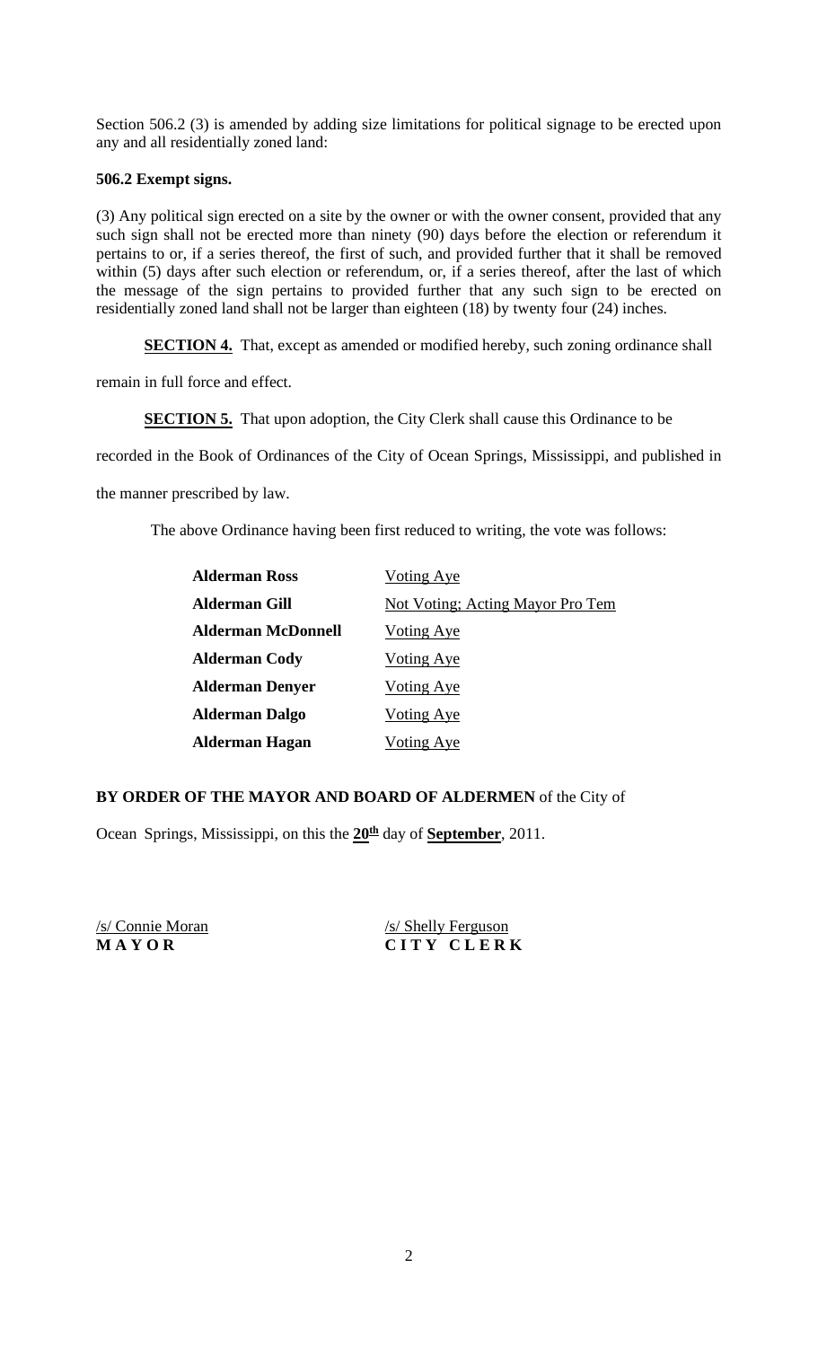Section 506.2 (3) is amended by adding size limitations for political signage to be erected upon any and all residentially zoned land:

**506.2 Exempt signs.**

(3) Any political sign erected on a site by the owner or with the owner consent, provided that any such sign shall not be erected more than ninety (90) days before the election or referendum it pertains to or, if a series thereof, the first of such, and provided further that it shall be removed within (5) days after such election or referendum, or, if a series thereof, after the last of which the message of the sign pertains to provided further that any such sign to be erected on residentially zoned land shall not be larger than eighteen (18) by twenty four (24) inches.

**SECTION 4.** That, except as amended or modified hereby, such zoning ordinance shall remain in full force and effect.

**SECTION 5.** That upon adoption, the City Clerk shall cause this Ordinance to be recorded in the Book of Ordinances of the City of Ocean Springs, Mississippi, and published in the manner prescribed by law.

The above Ordinance having been first reduced to writing, the vote was follows:

| | |
|---|---|
| **Alderman Ross** | Voting Aye |
| **Alderman Gill** | Not Voting; Acting Mayor Pro Tem |
| **Alderman McDonnell** | Voting Aye |
| **Alderman Cody** | Voting Aye |
| **Alderman Denyer** | Voting Aye |
| **Alderman Dalgo** | Voting Aye |
| **Alderman Hagan** | Voting Aye |

**BY ORDER OF THE MAYOR AND BOARD OF ALDERMEN** of the City of Ocean Springs, Mississippi, on this the **20th** day of **September**, 2011.

/s/ Connie Moran
**M A Y O R**

/s/ Shelly Ferguson
**C I T Y C L E R K**